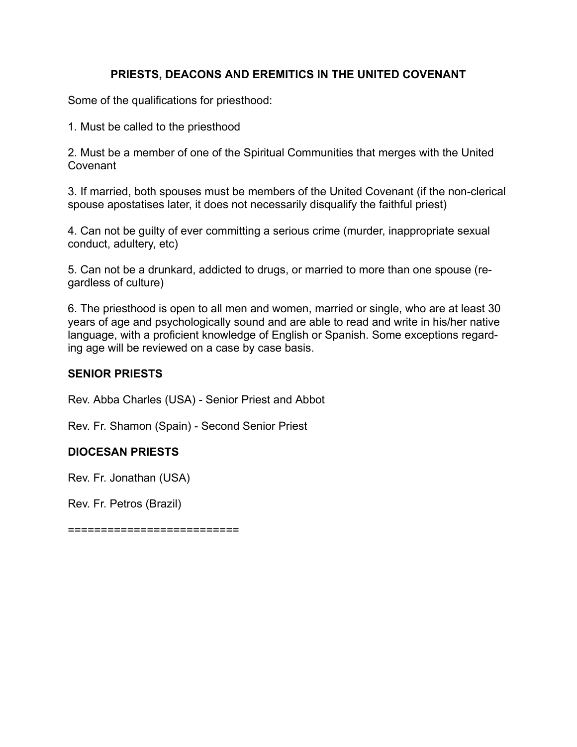## PRIESTS, DEACONS AND EREMITICS IN THE UNITED COVENANT

Some of the qualifications for priesthood:

1. Must be called to the priesthood

2. Must be a member of one of the Spiritual Communities that merges with the United Covenant

3. If married, both spouses must be members of the United Covenant (if the non-clerical spouse apostatises later, it does not necessarily disqualify the faithful priest)

4. Can not be guilty of ever committing a serious crime (murder, inappropriate sexual conduct, adultery, etc)

5. Can not be a drunkard, addicted to drugs, or married to more than one spouse (regardless of culture)

6. The priesthood is open to all men and women, married or single, who are at least 30 years of age and psychologically sound and are able to read and write in his/her native language, with a proficient knowledge of English or Spanish. Some exceptions regarding age will be reviewed on a case by case basis.

### SENIOR PRIESTS

Rev. Abba Charles (USA) - Senior Priest and Abbot

Rev. Fr. Shamon (Spain) - Second Senior Priest

### DIOCESAN PRIESTS

Rev. Fr. Jonathan (USA)

Rev. Fr. Petros (Brazil)

=========================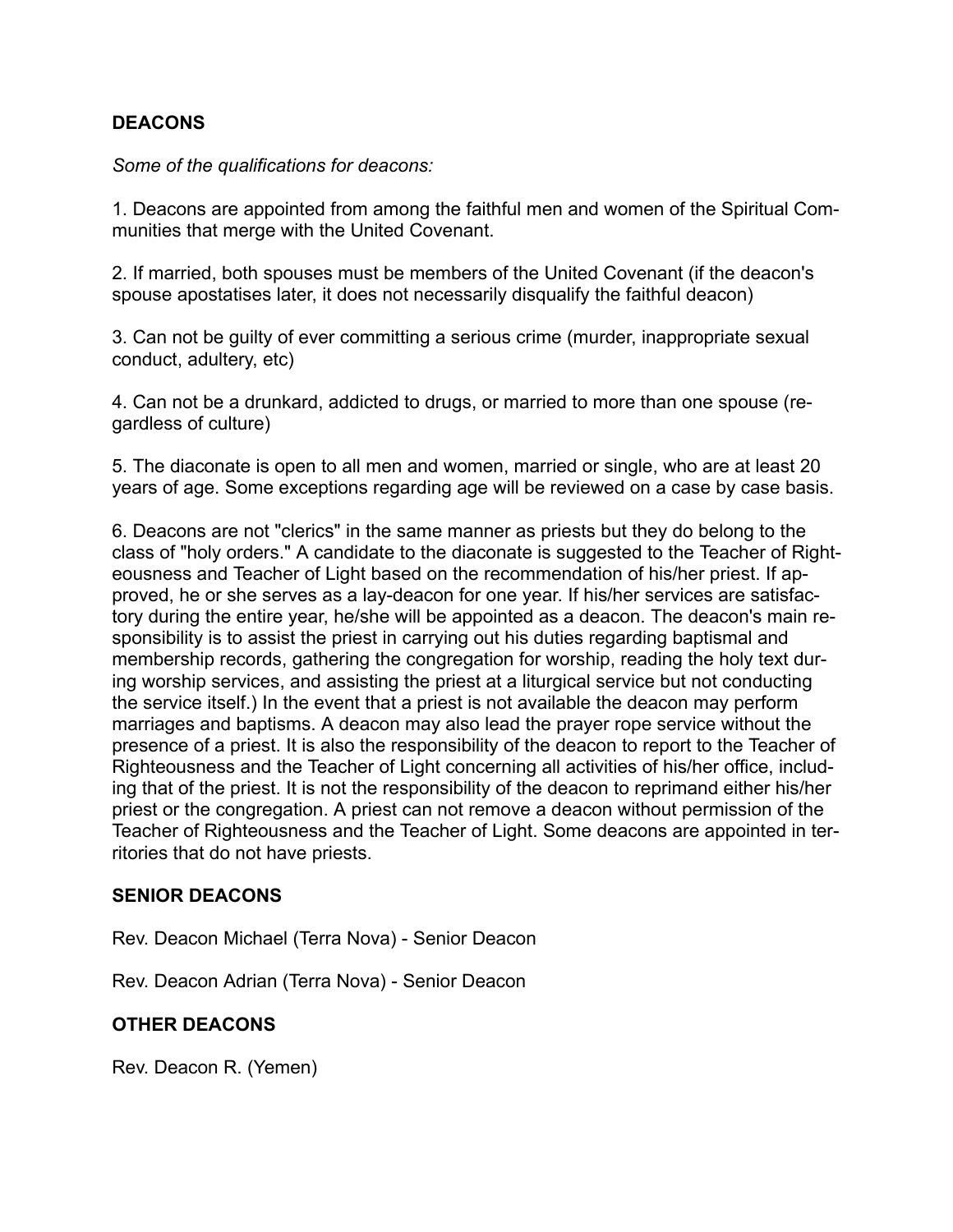**DEACONS**

*Some of the qualifications for deacons:*

1. Deacons are appointed from among the faithful men and women of the Spiritual Communities that merge with the United Covenant.

2. If married, both spouses must be members of the United Covenant (if the deacon's spouse apostatises later, it does not necessarily disqualify the faithful deacon)

3. Can not be guilty of ever committing a serious crime (murder, inappropriate sexual conduct, adultery, etc)

4. Can not be a drunkard, addicted to drugs, or married to more than one spouse (regardless of culture)

5. The diaconate is open to all men and women, married or single, who are at least 20 years of age. Some exceptions regarding age will be reviewed on a case by case basis.

6. Deacons are not "clerics" in the same manner as priests but they do belong to the class of "holy orders." A candidate to the diaconate is suggested to the Teacher of Righteousness and Teacher of Light based on the recommendation of his/her priest. If approved, he or she serves as a lay-deacon for one year. If his/her services are satisfactory during the entire year, he/she will be appointed as a deacon. The deacon's main responsibility is to assist the priest in carrying out his duties regarding baptismal and membership records, gathering the congregation for worship, reading the holy text during worship services, and assisting the priest at a liturgical service but not conducting the service itself.) In the event that a priest is not available the deacon may perform marriages and baptisms. A deacon may also lead the prayer rope service without the presence of a priest. It is also the responsibility of the deacon to report to the Teacher of Righteousness and the Teacher of Light concerning all activities of his/her office, including that of the priest. It is not the responsibility of the deacon to reprimand either his/her priest or the congregation. A priest can not remove a deacon without permission of the Teacher of Righteousness and the Teacher of Light. Some deacons are appointed in territories that do not have priests.

**SENIOR DEACONS**

Rev. Deacon Michael (Terra Nova) - Senior Deacon

Rev. Deacon Adrian (Terra Nova) - Senior Deacon

**OTHER DEACONS**

Rev. Deacon R. (Yemen)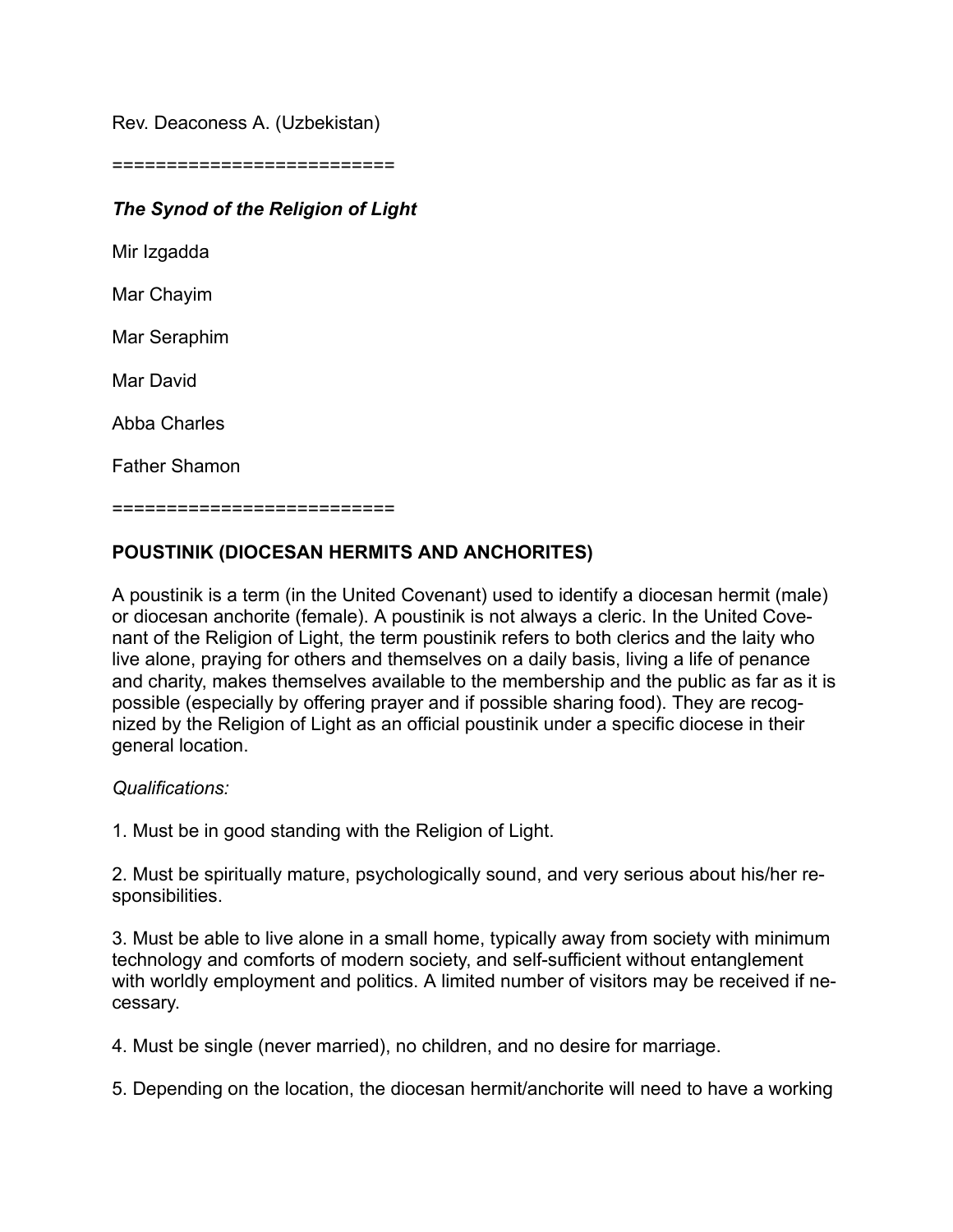Rev. Deaconess A. (Uzbekistan)

==========================

***The Synod of the Religion of Light***

Mir Izgadda

Mar Chayim

Mar Seraphim

Mar David

Abba Charles

Father Shamon

==========================

**POUSTINIK (DIOCESAN HERMITS AND ANCHORITES)**

A poustinik is a term (in the United Covenant) used to identify a diocesan hermit (male) or diocesan anchorite (female). A poustinik is not always a cleric. In the United Covenant of the Religion of Light, the term poustinik refers to both clerics and the laity who live alone, praying for others and themselves on a daily basis, living a life of penance and charity, makes themselves available to the membership and the public as far as it is possible (especially by offering prayer and if possible sharing food). They are recognized by the Religion of Light as an official poustinik under a specific diocese in their general location.

*Qualifications:*

1. Must be in good standing with the Religion of Light.

2. Must be spiritually mature, psychologically sound, and very serious about his/her responsibilities.

3. Must be able to live alone in a small home, typically away from society with minimum technology and comforts of modern society, and self-sufficient without entanglement with worldly employment and politics. A limited number of visitors may be received if necessary.

4. Must be single (never married), no children, and no desire for marriage.

5. Depending on the location, the diocesan hermit/anchorite will need to have a working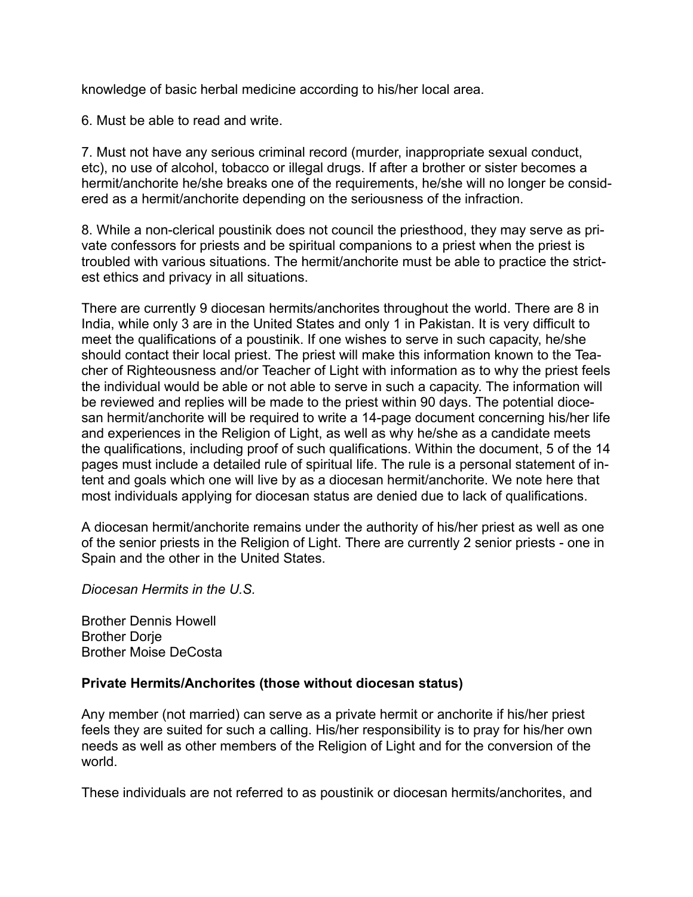knowledge of basic herbal medicine according to his/her local area.

6. Must be able to read and write.

7. Must not have any serious criminal record (murder, inappropriate sexual conduct, etc), no use of alcohol, tobacco or illegal drugs. If after a brother or sister becomes a hermit/anchorite he/she breaks one of the requirements, he/she will no longer be considered as a hermit/anchorite depending on the seriousness of the infraction.

8. While a non-clerical poustinik does not council the priesthood, they may serve as private confessors for priests and be spiritual companions to a priest when the priest is troubled with various situations. The hermit/anchorite must be able to practice the strictest ethics and privacy in all situations.

There are currently 9 diocesan hermits/anchorites throughout the world. There are 8 in India, while only 3 are in the United States and only 1 in Pakistan. It is very difficult to meet the qualifications of a poustinik. If one wishes to serve in such capacity, he/she should contact their local priest. The priest will make this information known to the Teacher of Righteousness and/or Teacher of Light with information as to why the priest feels the individual would be able or not able to serve in such a capacity. The information will be reviewed and replies will be made to the priest within 90 days. The potential diocesan hermit/anchorite will be required to write a 14-page document concerning his/her life and experiences in the Religion of Light, as well as why he/she as a candidate meets the qualifications, including proof of such qualifications. Within the document, 5 of the 14 pages must include a detailed rule of spiritual life. The rule is a personal statement of intent and goals which one will live by as a diocesan hermit/anchorite. We note here that most individuals applying for diocesan status are denied due to lack of qualifications.

A diocesan hermit/anchorite remains under the authority of his/her priest as well as one of the senior priests in the Religion of Light. There are currently 2 senior priests - one in Spain and the other in the United States.

*Diocesan Hermits in the U.S.*

Brother Dennis Howell
Brother Dorje
Brother Moise DeCosta

**Private Hermits/Anchorites (those without diocesan status)**

Any member (not married) can serve as a private hermit or anchorite if his/her priest feels they are suited for such a calling. His/her responsibility is to pray for his/her own needs as well as other members of the Religion of Light and for the conversion of the world.

These individuals are not referred to as poustinik or diocesan hermits/anchorites, and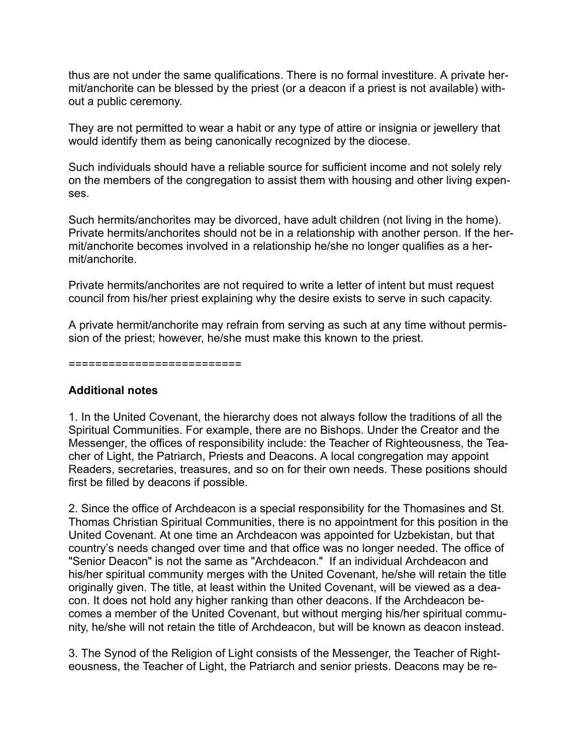thus are not under the same qualifications. There is no formal investiture. A private hermit/anchorite can be blessed by the priest (or a deacon if a priest is not available) without a public ceremony.

They are not permitted to wear a habit or any type of attire or insignia or jewellery that would identify them as being canonically recognized by the diocese.

Such individuals should have a reliable source for sufficient income and not solely rely on the members of the congregation to assist them with housing and other living expenses.

Such hermits/anchorites may be divorced, have adult children (not living in the home). Private hermits/anchorites should not be in a relationship with another person. If the hermit/anchorite becomes involved in a relationship he/she no longer qualifies as a hermit/anchorite.

Private hermits/anchorites are not required to write a letter of intent but must request council from his/her priest explaining why the desire exists to serve in such capacity.

A private hermit/anchorite may refrain from serving as such at any time without permission of the priest; however, he/she must make this known to the priest.

==========================

**Additional notes**

1. In the United Covenant, the hierarchy does not always follow the traditions of all the Spiritual Communities. For example, there are no Bishops. Under the Creator and the Messenger, the offices of responsibility include: the Teacher of Righteousness, the Teacher of Light, the Patriarch, Priests and Deacons. A local congregation may appoint Readers, secretaries, treasures, and so on for their own needs. These positions should first be filled by deacons if possible.

2. Since the office of Archdeacon is a special responsibility for the Thomasines and St. Thomas Christian Spiritual Communities, there is no appointment for this position in the United Covenant. At one time an Archdeacon was appointed for Uzbekistan, but that country's needs changed over time and that office was no longer needed. The office of "Senior Deacon" is not the same as "Archdeacon." If an individual Archdeacon and his/her spiritual community merges with the United Covenant, he/she will retain the title originally given. The title, at least within the United Covenant, will be viewed as a deacon. It does not hold any higher ranking than other deacons. If the Archdeacon becomes a member of the United Covenant, but without merging his/her spiritual community, he/she will not retain the title of Archdeacon, but will be known as deacon instead.

3. The Synod of the Religion of Light consists of the Messenger, the Teacher of Righteousness, the Teacher of Light, the Patriarch and senior priests. Deacons may be re-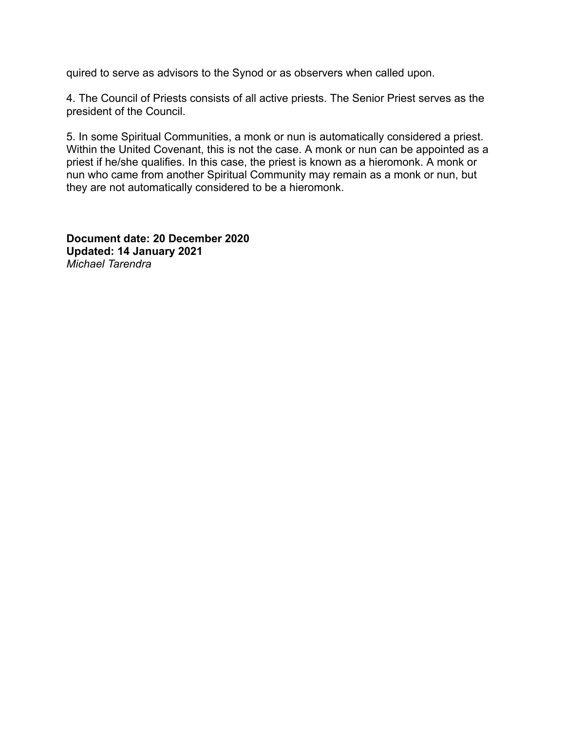quired to serve as advisors to the Synod or as observers when called upon.

4. The Council of Priests consists of all active priests. The Senior Priest serves as the president of the Council.

5. In some Spiritual Communities, a monk or nun is automatically considered a priest. Within the United Covenant, this is not the case. A monk or nun can be appointed as a priest if he/she qualifies. In this case, the priest is known as a hieromonk. A monk or nun who came from another Spiritual Community may remain as a monk or nun, but they are not automatically considered to be a hieromonk.

**Document date: 20 December 2020**
**Updated: 14 January 2021**
*Michael Tarendra*